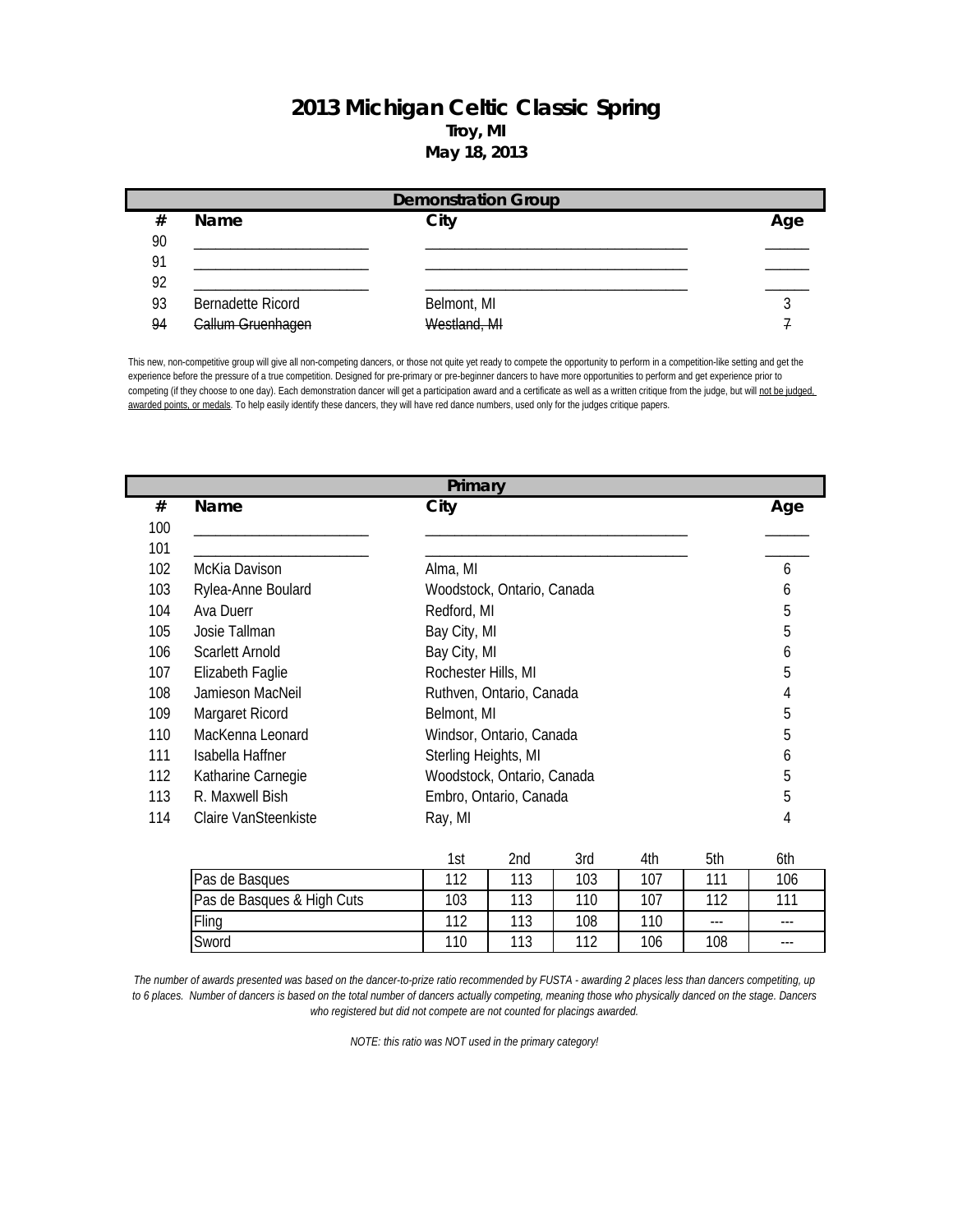# 2013 Michigan Celtic Classic Spring

**Troy, MI**

**May 18, 2013**

## Demonstration Group

| # | Name | City | Age |
|---|---|---|---|
| 90 | ________________________ | ____________________________________ | ______ |
| 91 | ________________________ | ____________________________________ | ______ |
| 92 | ________________________ | ____________________________________ | ______ |
| 93 | Bernadette Ricord | Belmont, MI | 3 |
| ~~94~~ | ~~Callum Gruenhagen~~ | ~~Westland, MI~~ | ~~7~~ |

This new, non-competitive group will give all non-competing dancers, or those not quite yet ready to compete the opportunity to perform in a competition-like setting and get the experience before the pressure of a true competition. Designed for pre-primary or pre-beginner dancers to have more opportunities to perform and get experience prior to competing (if they choose to one day). Each demonstration dancer will get a participation award and a certificate as well as a written critique from the judge, but will <u>not be judged, awarded points, or medals</u>. To help easily identify these dancers, they will have red dance numbers, used only for the judges critique papers.

## Primary

| # | Name | City | Age |
|---|---|---|---|
| 100 | ________________________ | ____________________________________ | ______ |
| 101 | ________________________ | ____________________________________ | ______ |
| 102 | McKia Davison | Alma, MI | 6 |
| 103 | Rylea-Anne Boulard | Woodstock, Ontario, Canada | 6 |
| 104 | Ava Duerr | Redford, MI | 5 |
| 105 | Josie Tallman | Bay City, MI | 5 |
| 106 | Scarlett Arnold | Bay City, MI | 6 |
| 107 | Elizabeth Faglie | Rochester Hills, MI | 5 |
| 108 | Jamieson MacNeil | Ruthven, Ontario, Canada | 4 |
| 109 | Margaret Ricord | Belmont, MI | 5 |
| 110 | MacKenna Leonard | Windsor, Ontario, Canada | 5 |
| 111 | Isabella Haffner | Sterling Heights, MI | 6 |
| 112 | Katharine Carnegie | Woodstock, Ontario, Canada | 5 |
| 113 | R. Maxwell Bish | Embro, Ontario, Canada | 5 |
| 114 | Claire VanSteenkiste | Ray, MI | 4 |

| | 1st | 2nd | 3rd | 4th | 5th | 6th |
|---|---|---|---|---|---|---|
| Pas de Basques | 112 | 113 | 103 | 107 | 111 | 106 |
| Pas de Basques & High Cuts | 103 | 113 | 110 | 107 | 112 | 111 |
| Fling | 112 | 113 | 108 | 110 | --- | --- |
| Sword | 110 | 113 | 112 | 106 | 108 | --- |

*The number of awards presented was based on the dancer-to-prize ratio recommended by FUSTA - awarding 2 places less than dancers competiting, up to 6 places. Number of dancers is based on the total number of dancers actually competing, meaning those who physically danced on the stage. Dancers who registered but did not compete are not counted for placings awarded.*

*NOTE: this ratio was NOT used in the primary category!*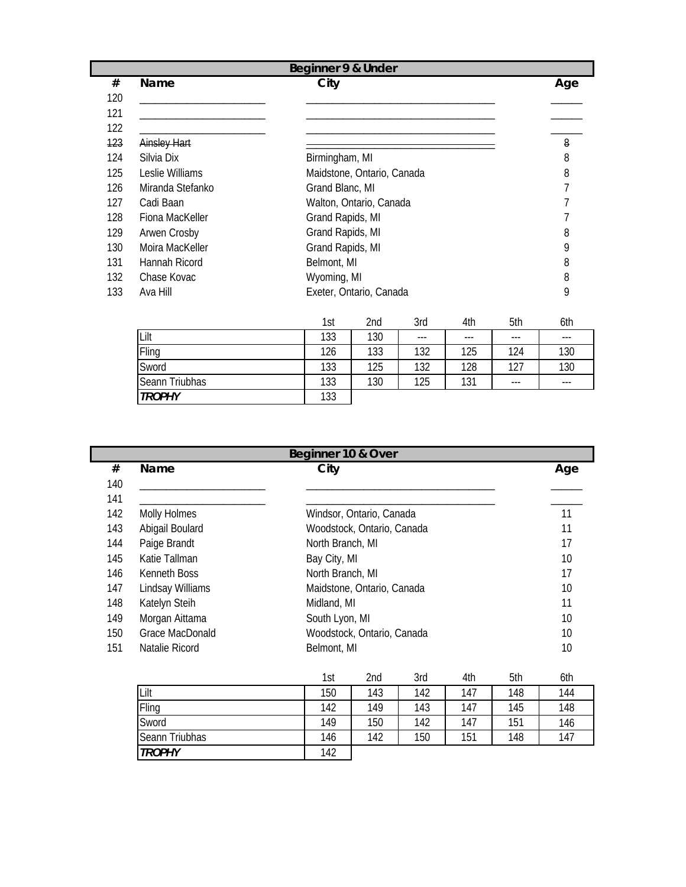## Beginner 9 & Under

| # | Name | City | Age |
|---|---|---|---|
| 120 | | | |
| 121 | | | |
| 122 | | | |
| ~~123~~ | ~~Ainsley Hart~~ | | ~~8~~ |
| 124 | Silvia Dix | Birmingham, MI | 8 |
| 125 | Leslie Williams | Maidstone, Ontario, Canada | 8 |
| 126 | Miranda Stefanko | Grand Blanc, MI | 7 |
| 127 | Cadi Baan | Walton, Ontario, Canada | 7 |
| 128 | Fiona MacKeller | Grand Rapids, MI | 7 |
| 129 | Arwen Crosby | Grand Rapids, MI | 8 |
| 130 | Moira MacKeller | Grand Rapids, MI | 9 |
| 131 | Hannah Ricord | Belmont, MI | 8 |
| 132 | Chase Kovac | Wyoming, MI | 8 |
| 133 | Ava Hill | Exeter, Ontario, Canada | 9 |

| | 1st | 2nd | 3rd | 4th | 5th | 6th |
|---|---|---|---|---|---|---|
| Lilt | 133 | 130 | --- | --- | --- | --- |
| Fling | 126 | 133 | 132 | 125 | 124 | 130 |
| Sword | 133 | 125 | 132 | 128 | 127 | 130 |
| Seann Triubhas | 133 | 130 | 125 | 131 | --- | --- |
| ***TROPHY*** | 133 | | | | | |

## Beginner 10 & Over

| # | Name | City | Age |
|---|---|---|---|
| 140 | | | |
| 141 | | | |
| 142 | Molly Holmes | Windsor, Ontario, Canada | 11 |
| 143 | Abigail Boulard | Woodstock, Ontario, Canada | 11 |
| 144 | Paige Brandt | North Branch, MI | 17 |
| 145 | Katie Tallman | Bay City, MI | 10 |
| 146 | Kenneth Boss | North Branch, MI | 17 |
| 147 | Lindsay Williams | Maidstone, Ontario, Canada | 10 |
| 148 | Katelyn Steih | Midland, MI | 11 |
| 149 | Morgan Aittama | South Lyon, MI | 10 |
| 150 | Grace MacDonald | Woodstock, Ontario, Canada | 10 |
| 151 | Natalie Ricord | Belmont, MI | 10 |

| | 1st | 2nd | 3rd | 4th | 5th | 6th |
|---|---|---|---|---|---|---|
| Lilt | 150 | 143 | 142 | 147 | 148 | 144 |
| Fling | 142 | 149 | 143 | 147 | 145 | 148 |
| Sword | 149 | 150 | 142 | 147 | 151 | 146 |
| Seann Triubhas | 146 | 142 | 150 | 151 | 148 | 147 |
| ***TROPHY*** | 142 | | | | | |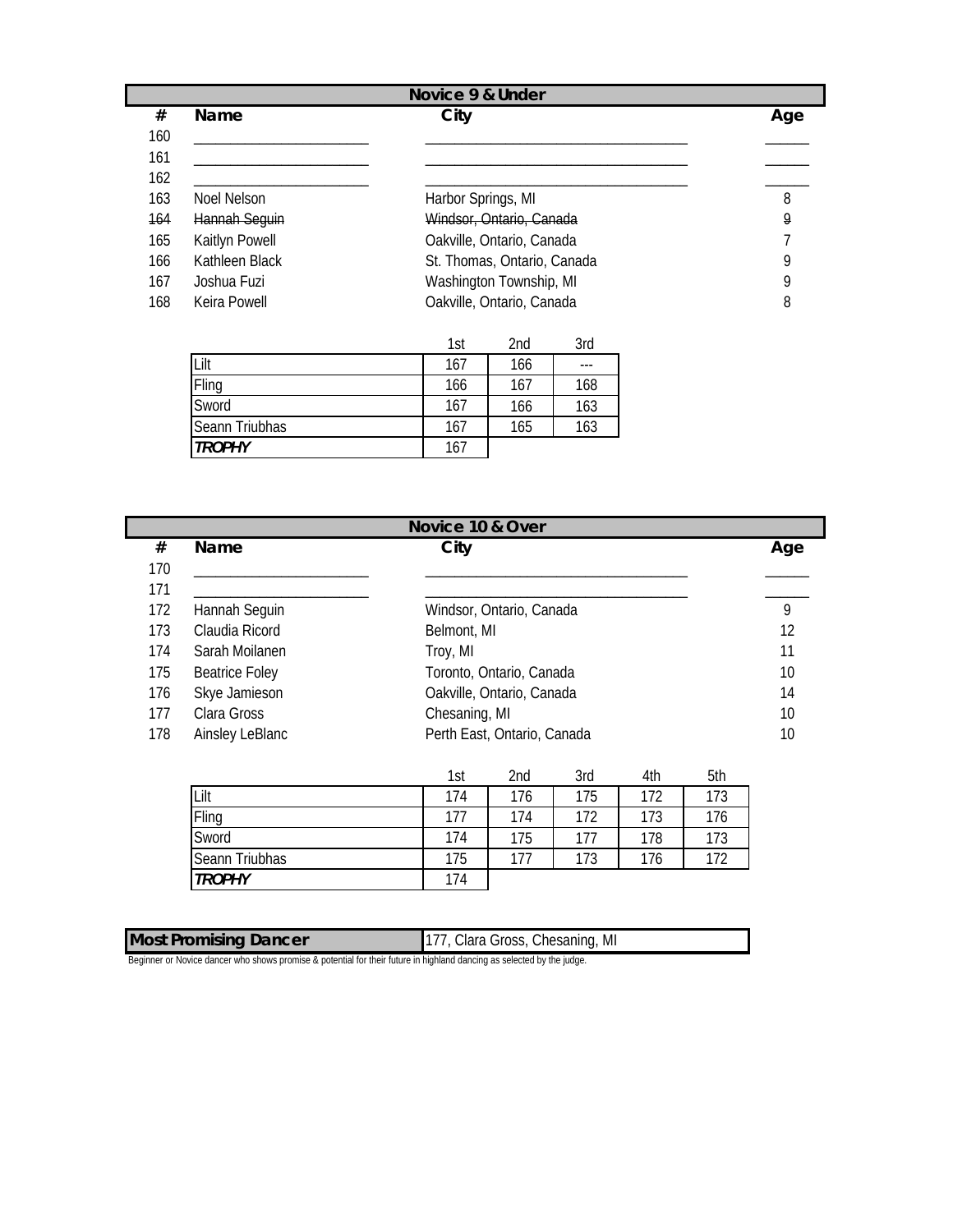## Novice 9 & Under

| # | Name | City | Age |
|---|---|---|---|
| 160 | ______________________ | ________________________________ | _____ |
| 161 | ______________________ | ________________________________ | _____ |
| 162 | ______________________ | ________________________________ | _____ |
| 163 | Noel Nelson | Harbor Springs, MI | 8 |
| ~~164~~ | ~~Hannah Seguin~~ | ~~Windsor, Ontario, Canada~~ | ~~9~~ |
| 165 | Kaitlyn Powell | Oakville, Ontario, Canada | 7 |
| 166 | Kathleen Black | St. Thomas, Ontario, Canada | 9 |
| 167 | Joshua Fuzi | Washington Township, MI | 9 |
| 168 | Keira Powell | Oakville, Ontario, Canada | 8 |

| | 1st | 2nd | 3rd |
|---|---|---|---|
| Lilt | 167 | 166 | --- |
| Fling | 166 | 167 | 168 |
| Sword | 167 | 166 | 163 |
| Seann Triubhas | 167 | 165 | 163 |
| ***TROPHY*** | 167 | | |

## Novice 10 & Over

| # | Name | City | Age |
|---|---|---|---|
| 170 | ______________________ | ________________________________ | _____ |
| 171 | ______________________ | ________________________________ | _____ |
| 172 | Hannah Seguin | Windsor, Ontario, Canada | 9 |
| 173 | Claudia Ricord | Belmont, MI | 12 |
| 174 | Sarah Moilanen | Troy, MI | 11 |
| 175 | Beatrice Foley | Toronto, Ontario, Canada | 10 |
| 176 | Skye Jamieson | Oakville, Ontario, Canada | 14 |
| 177 | Clara Gross | Chesaning, MI | 10 |
| 178 | Ainsley LeBlanc | Perth East, Ontario, Canada | 10 |

| | 1st | 2nd | 3rd | 4th | 5th |
|---|---|---|---|---|---|
| Lilt | 174 | 176 | 175 | 172 | 173 |
| Fling | 177 | 174 | 172 | 173 | 176 |
| Sword | 174 | 175 | 177 | 178 | 173 |
| Seann Triubhas | 175 | 177 | 173 | 176 | 172 |
| ***TROPHY*** | 174 | | | | |

| **Most Promising Dancer** | 177, Clara Gross, Chesaning, MI |
|---|---|

Beginner or Novice dancer who shows promise & potential for their future in highland dancing as selected by the judge.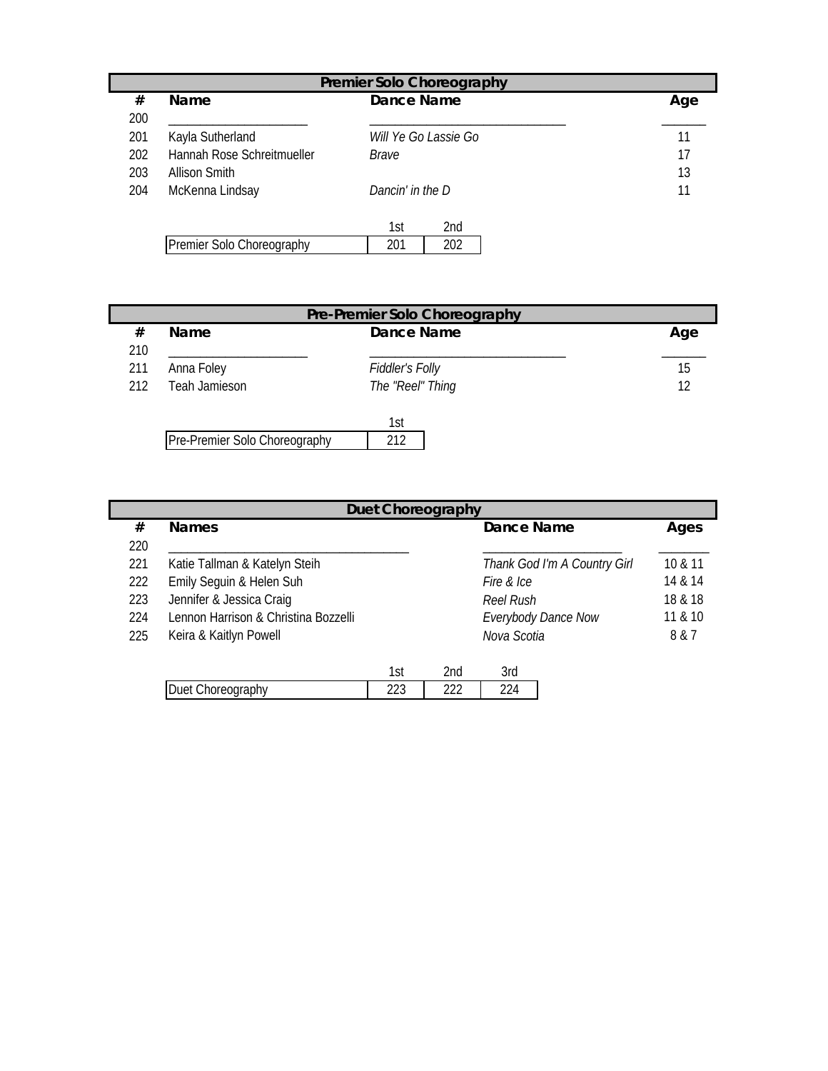## Premier Solo Choreography

| # | Name | Dance Name | Age |
|---|---|---|---|
| 200 | ____________________ | ______________________________ | ______ |
| 201 | Kayla Sutherland | *Will Ye Go Lassie Go* | 11 |
| 202 | Hannah Rose Schreitmueller | *Brave* | 17 |
| 203 | Allison Smith | | 13 |
| 204 | McKenna Lindsay | *Dancin' in the D* | 11 |

| | 1st | 2nd |
|---|---|---|
| Premier Solo Choreography | 201 | 202 |

## Pre-Premier Solo Choreography

| # | Name | Dance Name | Age |
|---|---|---|---|
| 210 | ____________________ | ______________________________ | ______ |
| 211 | Anna Foley | *Fiddler's Folly* | 15 |
| 212 | Teah Jamieson | *The "Reel" Thing* | 12 |

| | 1st |
|---|---|
| Pre-Premier Solo Choreography | 212 |

## Duet Choreography

| # | Names | Dance Name | Ages |
|---|---|---|---|
| 220 | __________________________________ | ____________________ | _______ |
| 221 | Katie Tallman & Katelyn Steih | *Thank God I'm A Country Girl* | 10 & 11 |
| 222 | Emily Seguin & Helen Suh | *Fire & Ice* | 14 & 14 |
| 223 | Jennifer & Jessica Craig | *Reel Rush* | 18 & 18 |
| 224 | Lennon Harrison & Christina Bozzelli | *Everybody Dance Now* | 11 & 10 |
| 225 | Keira & Kaitlyn Powell | *Nova Scotia* | 8 & 7 |

| | 1st | 2nd | 3rd |
|---|---|---|---|
| Duet Choreography | 223 | 222 | 224 |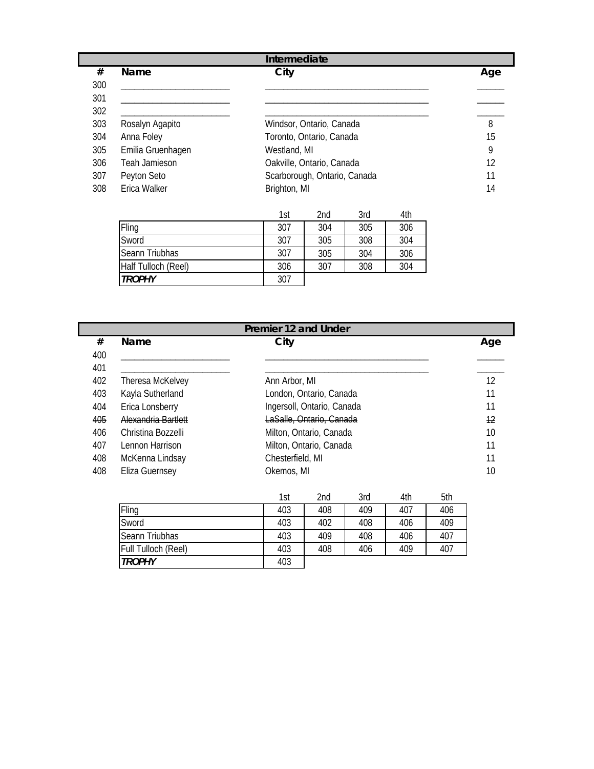## Intermediate

| # | Name | City | Age |
|---|---|---|---|
| 300 | ______________________ | ____________________________________ | ______ |
| 301 | ______________________ | ____________________________________ | ______ |
| 302 | ______________________ | ____________________________________ | ______ |
| 303 | Rosalyn Agapito | Windsor, Ontario, Canada | 8 |
| 304 | Anna Foley | Toronto, Ontario, Canada | 15 |
| 305 | Emilia Gruenhagen | Westland, MI | 9 |
| 306 | Teah Jamieson | Oakville, Ontario, Canada | 12 |
| 307 | Peyton Seto | Scarborough, Ontario, Canada | 11 |
| 308 | Erica Walker | Brighton, MI | 14 |

| | 1st | 2nd | 3rd | 4th |
|---|---|---|---|---|
| Fling | 307 | 304 | 305 | 306 |
| Sword | 307 | 305 | 308 | 304 |
| Seann Triubhas | 307 | 305 | 304 | 306 |
| Half Tulloch (Reel) | 306 | 307 | 308 | 304 |
| ***TROPHY*** | 307 | | | |

## Premier 12 and Under

| # | Name | City | Age |
|---|---|---|---|
| 400 | ______________________ | ____________________________________ | ______ |
| 401 | ______________________ | ____________________________________ | ______ |
| 402 | Theresa McKelvey | Ann Arbor, MI | 12 |
| 403 | Kayla Sutherland | London, Ontario, Canada | 11 |
| 404 | Erica Lonsberry | Ingersoll, Ontario, Canada | 11 |
| ~~405~~ | ~~Alexandria Bartlett~~ | ~~LaSalle, Ontario, Canada~~ | ~~12~~ |
| 406 | Christina Bozzelli | Milton, Ontario, Canada | 10 |
| 407 | Lennon Harrison | Milton, Ontario, Canada | 11 |
| 408 | McKenna Lindsay | Chesterfield, MI | 11 |
| 408 | Eliza Guernsey | Okemos, MI | 10 |

| | 1st | 2nd | 3rd | 4th | 5th |
|---|---|---|---|---|---|
| Fling | 403 | 408 | 409 | 407 | 406 |
| Sword | 403 | 402 | 408 | 406 | 409 |
| Seann Triubhas | 403 | 409 | 408 | 406 | 407 |
| Full Tulloch (Reel) | 403 | 408 | 406 | 409 | 407 |
| ***TROPHY*** | 403 | | | | |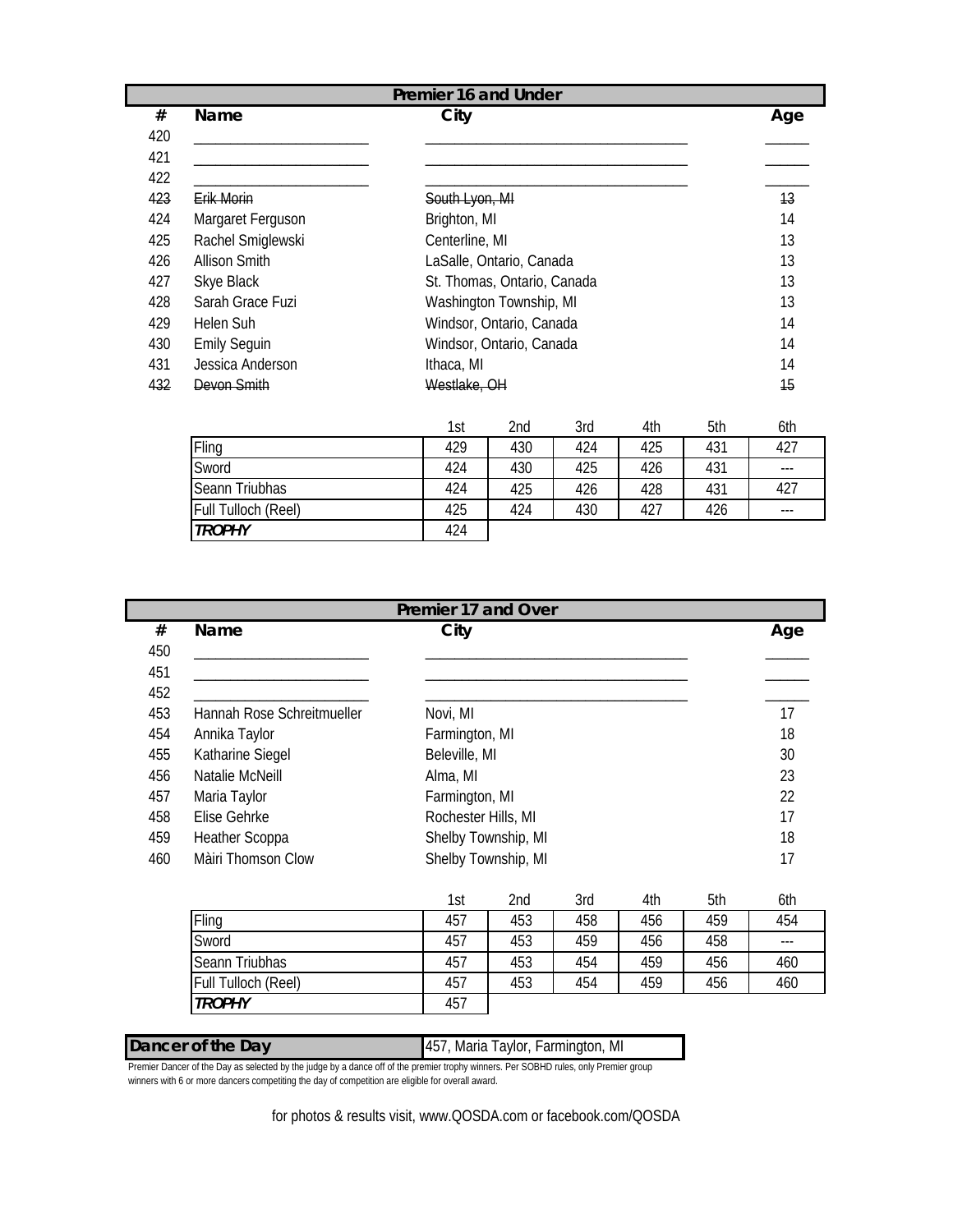## Premier 16 and Under

| # | Name | City | Age |
|---|---|---|---|
| 420 | ____________________ | ______________________________ | _____ |
| 421 | ____________________ | ______________________________ | _____ |
| 422 | ____________________ | ______________________________ | _____ |
| ~~423~~ | ~~Erik Morin~~ | ~~South Lyon, MI~~ | ~~13~~ |
| 424 | Margaret Ferguson | Brighton, MI | 14 |
| 425 | Rachel Smiglewski | Centerline, MI | 13 |
| 426 | Allison Smith | LaSalle, Ontario, Canada | 13 |
| 427 | Skye Black | St. Thomas, Ontario, Canada | 13 |
| 428 | Sarah Grace Fuzi | Washington Township, MI | 13 |
| 429 | Helen Suh | Windsor, Ontario, Canada | 14 |
| 430 | Emily Seguin | Windsor, Ontario, Canada | 14 |
| 431 | Jessica Anderson | Ithaca, MI | 14 |
| ~~432~~ | ~~Devon Smith~~ | ~~Westlake, OH~~ | ~~15~~ |

| | 1st | 2nd | 3rd | 4th | 5th | 6th |
|---|---|---|---|---|---|---|
| Fling | 429 | 430 | 424 | 425 | 431 | 427 |
| Sword | 424 | 430 | 425 | 426 | 431 | --- |
| Seann Triubhas | 424 | 425 | 426 | 428 | 431 | 427 |
| Full Tulloch (Reel) | 425 | 424 | 430 | 427 | 426 | --- |
| ***TROPHY*** | 424 | | | | | |

## Premier 17 and Over

| # | Name | City | Age |
|---|---|---|---|
| 450 | ____________________ | ______________________________ | _____ |
| 451 | ____________________ | ______________________________ | _____ |
| 452 | ____________________ | ______________________________ | _____ |
| 453 | Hannah Rose Schreitmueller | Novi, MI | 17 |
| 454 | Annika Taylor | Farmington, MI | 18 |
| 455 | Katharine Siegel | Beleville, MI | 30 |
| 456 | Natalie McNeill | Alma, MI | 23 |
| 457 | Maria Taylor | Farmington, MI | 22 |
| 458 | Elise Gehrke | Rochester Hills, MI | 17 |
| 459 | Heather Scoppa | Shelby Township, MI | 18 |
| 460 | Màiri Thomson Clow | Shelby Township, MI | 17 |

| | 1st | 2nd | 3rd | 4th | 5th | 6th |
|---|---|---|---|---|---|---|
| Fling | 457 | 453 | 458 | 456 | 459 | 454 |
| Sword | 457 | 453 | 459 | 456 | 458 | --- |
| Seann Triubhas | 457 | 453 | 454 | 459 | 456 | 460 |
| Full Tulloch (Reel) | 457 | 453 | 454 | 459 | 456 | 460 |
| ***TROPHY*** | 457 | | | | | |

| | |
|---|---|
| **Dancer of the Day** | 457, Maria Taylor, Farmington, MI |

Premier Dancer of the Day as selected by the judge by a dance off of the premier trophy winners. Per SOBHD rules, only Premier group winners with 6 or more dancers competiting the day of competition are eligible for overall award.

for photos & results visit, www.QOSDA.com or facebook.com/QOSDA